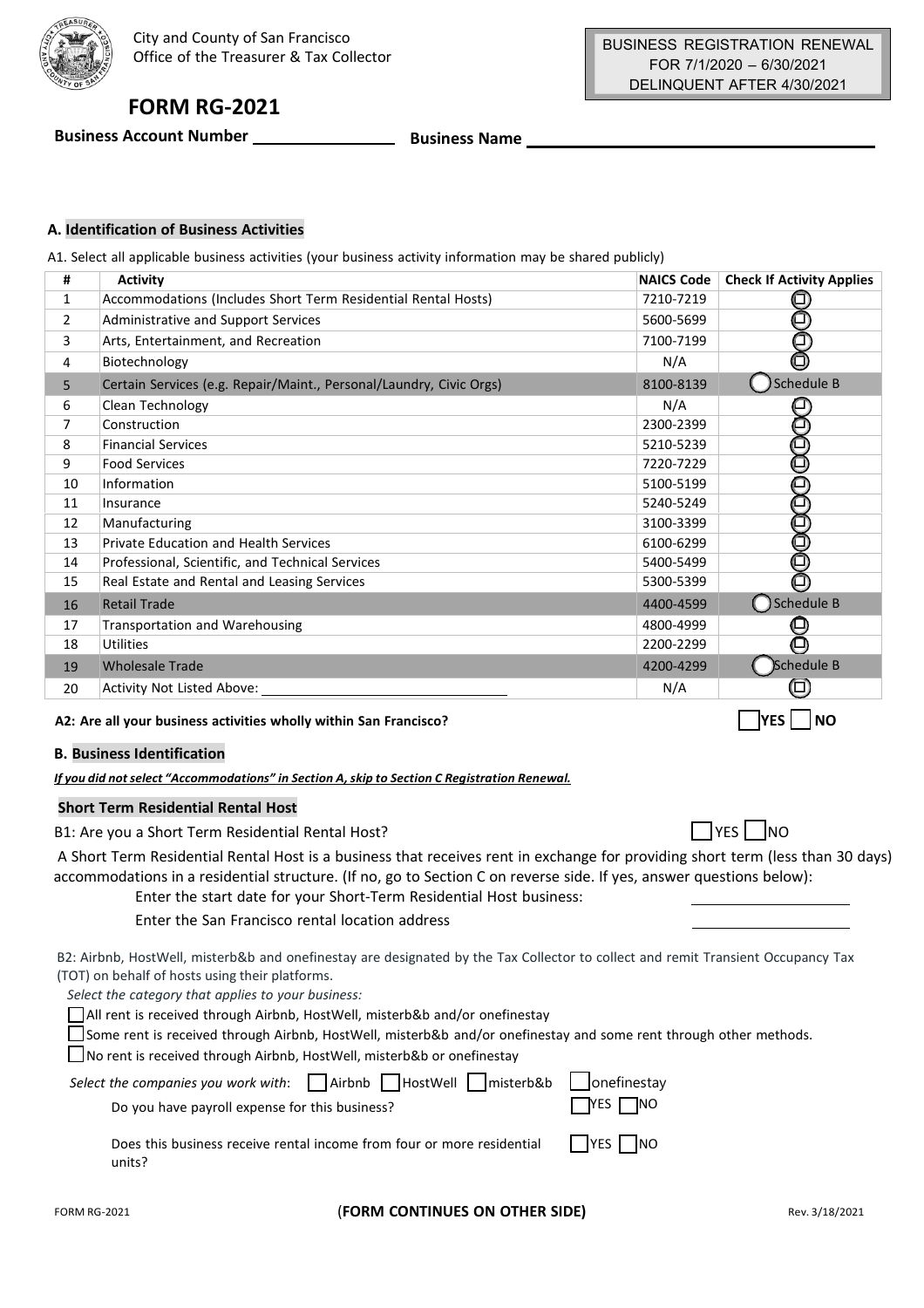City and County of San Francisco
Office of the Treasurer & Tax Collector

BUSINESS REGISTRATION RENEWAL
FOR 7/1/2020 – 6/30/2021
DELINQUENT AFTER 4/30/2021

# FORM RG-2021

**Business Account Number** ________________ **Business Name** ________________________________________

## A. Identification of Business Activities

A1. Select all applicable business activities (your business activity information may be shared publicly)

| # | Activity | NAICS Code | Check If Activity Applies |
|---|---|---|---|
| 1 | Accommodations (Includes Short Term Residential Rental Hosts) | 7210-7219 | ☐ |
| 2 | Administrative and Support Services | 5600-5699 | ☐ |
| 3 | Arts, Entertainment, and Recreation | 7100-7199 | ☐ |
| 4 | Biotechnology | N/A | ☐ |
| 5 | Certain Services (e.g. Repair/Maint., Personal/Laundry, Civic Orgs) | 8100-8139 | ◯ Schedule B |
| 6 | Clean Technology | N/A | ☐ |
| 7 | Construction | 2300-2399 | ☐ |
| 8 | Financial Services | 5210-5239 | ☐ |
| 9 | Food Services | 7220-7229 | ☐ |
| 10 | Information | 5100-5199 | ☐ |
| 11 | Insurance | 5240-5249 | ☐ |
| 12 | Manufacturing | 3100-3399 | ☐ |
| 13 | Private Education and Health Services | 6100-6299 | ☐ |
| 14 | Professional, Scientific, and Technical Services | 5400-5499 | ☐ |
| 15 | Real Estate and Rental and Leasing Services | 5300-5399 | ☐ |
| 16 | Retail Trade | 4400-4599 | ◯ Schedule B |
| 17 | Transportation and Warehousing | 4800-4999 | ☐ |
| 18 | Utilities | 2200-2299 | ☐ |
| 19 | Wholesale Trade | 4200-4299 | ◯ Schedule B |
| 20 | Activity Not Listed Above: ______________________ | N/A | ☐ |

**A2: Are all your business activities wholly within San Francisco?** ☐ **YES** ☐ **NO**

## B. Business Identification

***If you did not select "Accommodations" in Section A, skip to Section C Registration Renewal.***

### Short Term Residential Rental Host

B1: Are you a Short Term Residential Rental Host? ☐ YES ☐ NO

A Short Term Residential Rental Host is a business that receives rent in exchange for providing short term (less than 30 days) accommodations in a residential structure. (If no, go to Section C on reverse side. If yes, answer questions below):

Enter the start date for your Short-Term Residential Host business: ____________________

Enter the San Francisco rental location address ____________________

B2: Airbnb, HostWell, misterb&b and onefinestay are designated by the Tax Collector to collect and remit Transient Occupancy Tax (TOT) on behalf of hosts using their platforms.

*Select the category that applies to your business:*

☐ All rent is received through Airbnb, HostWell, misterb&b and/or onefinestay

☐ Some rent is received through Airbnb, HostWell, misterb&b and/or onefinestay and some rent through other methods.

☐ No rent is received through Airbnb, HostWell, misterb&b or onefinestay

*Select the companies you work with*: ☐ Airbnb ☐ HostWell ☐ misterb&b ☐ onefinestay

Do you have payroll expense for this business? ☐ YES ☐ NO

Does this business receive rental income from four or more residential units? ☐ YES ☐ NO

FORM RG-2021 (**FORM CONTINUES ON OTHER SIDE**) Rev. 3/18/2021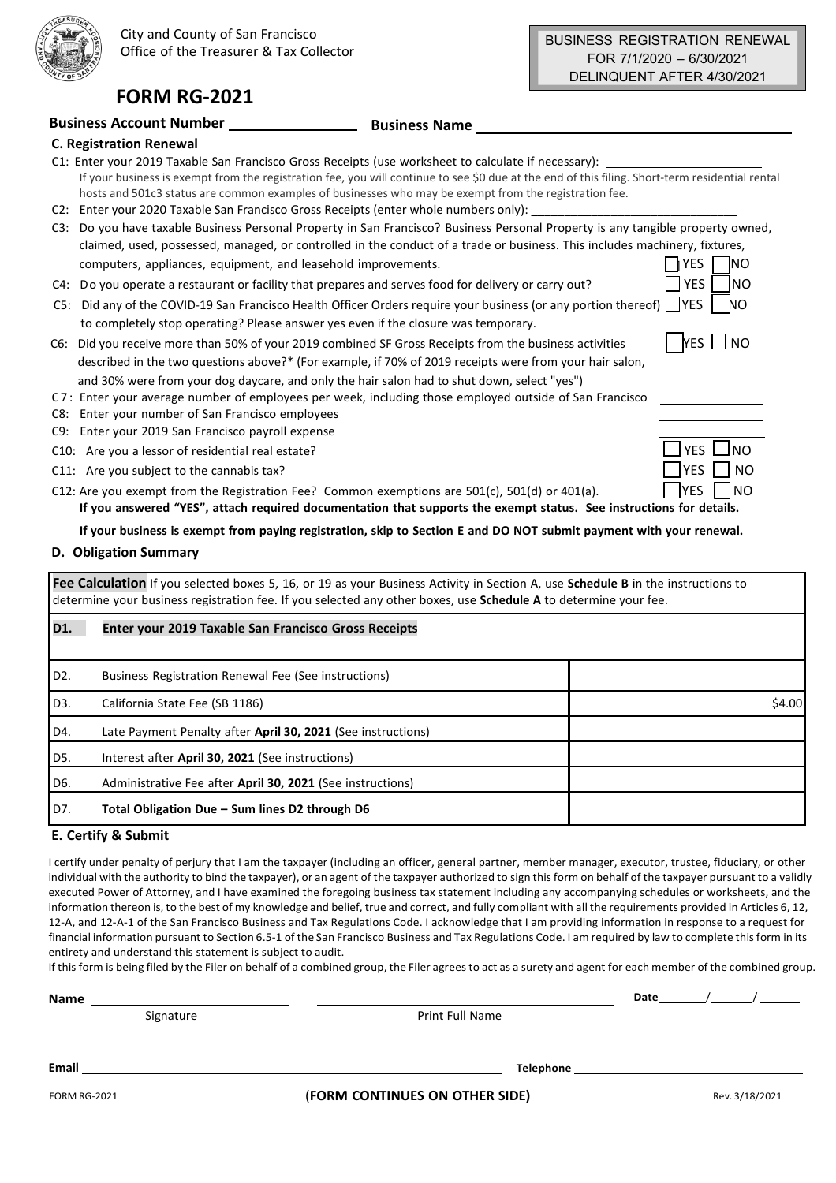City and County of San Francisco
Office of the Treasurer & Tax Collector

BUSINESS REGISTRATION RENEWAL
FOR 7/1/2020 – 6/30/2021
DELINQUENT AFTER 4/30/2021

# FORM RG-2021

**Business Account Number** ________________ **Business Name** ________________________________

### C. Registration Renewal

C1: Enter your 2019 Taxable San Francisco Gross Receipts (use worksheet to calculate if necessary): ____________________
If your business is exempt from the registration fee, you will continue to see $0 due at the end of this filing. Short-term residential rental hosts and 501c3 status are common examples of businesses who may be exempt from the registration fee.

C2: Enter your 2020 Taxable San Francisco Gross Receipts (enter whole numbers only): ______________________________

C3: Do you have taxable Business Personal Property in San Francisco? Business Personal Property is any tangible property owned, claimed, used, possessed, managed, or controlled in the conduct of a trade or business. This includes machinery, fixtures, computers, appliances, equipment, and leasehold improvements. ☐ YES ☐ NO

C4: Do you operate a restaurant or facility that prepares and serves food for delivery or carry out? ☐ YES ☐ NO

C5: Did any of the COVID-19 San Francisco Health Officer Orders require your business (or any portion thereof) to completely stop operating? Please answer yes even if the closure was temporary. ☐ YES ☐ NO

C6: Did you receive more than 50% of your 2019 combined SF Gross Receipts from the business activities described in the two questions above?* (For example, if 70% of 2019 receipts were from your hair salon, and 30% were from your dog daycare, and only the hair salon had to shut down, select "yes") ☐ YES ☐ NO

C7: Enter your average number of employees per week, including those employed outside of San Francisco ____________

C8: Enter your number of San Francisco employees ____________

C9: Enter your 2019 San Francisco payroll expense ____________

C10: Are you a lessor of residential real estate? ☐ YES ☐ NO

C11: Are you subject to the cannabis tax? ☐ YES ☐ NO

C12: Are you exempt from the Registration Fee? Common exemptions are 501(c), 501(d) or 401(a). ☐ YES ☐ NO
**If you answered "YES", attach required documentation that supports the exempt status. See instructions for details.**

**If your business is exempt from paying registration, skip to Section E and DO NOT submit payment with your renewal.**

### D. Obligation Summary

**Fee Calculation** If you selected boxes 5, 16, or 19 as your Business Activity in Section A, use **Schedule B** in the instructions to determine your business registration fee. If you selected any other boxes, use **Schedule A** to determine your fee.

| | | |
|---|---|---|
| **D1.** | **Enter your 2019 Taxable San Francisco Gross Receipts** | |
| D2. | Business Registration Renewal Fee (See instructions) | |
| D3. | California State Fee (SB 1186) | $4.00 |
| D4. | Late Payment Penalty after **April 30, 2021** (See instructions) | |
| D5. | Interest after **April 30, 2021** (See instructions) | |
| D6. | Administrative Fee after **April 30, 2021** (See instructions) | |
| D7. | **Total Obligation Due – Sum lines D2 through D6** | |

### E. Certify & Submit

I certify under penalty of perjury that I am the taxpayer (including an officer, general partner, member manager, executor, trustee, fiduciary, or other individual with the authority to bind the taxpayer), or an agent of the taxpayer authorized to sign this form on behalf of the taxpayer pursuant to a validly executed Power of Attorney, and I have examined the foregoing business tax statement including any accompanying schedules or worksheets, and the information thereon is, to the best of my knowledge and belief, true and correct, and fully compliant with all the requirements provided in Articles 6, 12, 12-A, and 12-A-1 of the San Francisco Business and Tax Regulations Code. I acknowledge that I am providing information in response to a request for financial information pursuant to Section 6.5-1 of the San Francisco Business and Tax Regulations Code. I am required by law to complete this form in its entirety and understand this statement is subject to audit.

If this form is being filed by the Filer on behalf of a combined group, the Filer agrees to act as a surety and agent for each member of the combined group.

**Name** ____________________ ____________________ **Date** ____/____/____
Signature Print Full Name

**Email** ________________________________ **Telephone** ____________________

(**FORM CONTINUES ON OTHER SIDE**)

Rev. 3/18/2021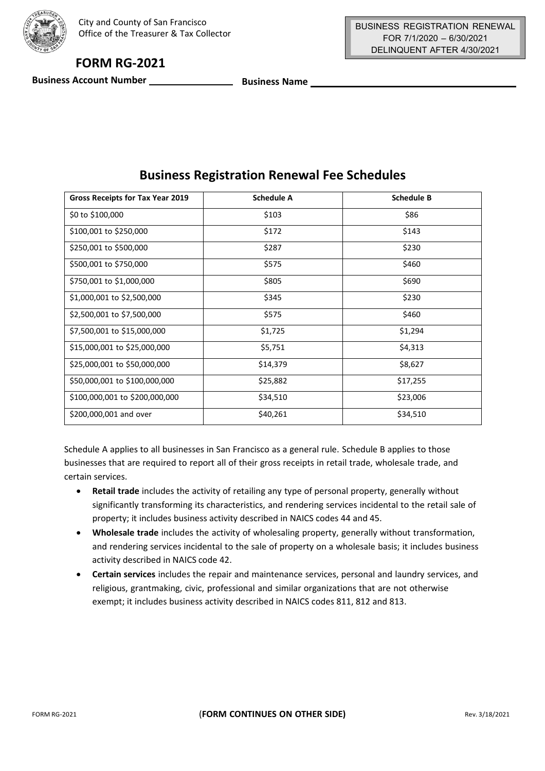City and County of San Francisco
Office of the Treasurer & Tax Collector

BUSINESS REGISTRATION RENEWAL
FOR 7/1/2020 – 6/30/2021
DELINQUENT AFTER 4/30/2021

## FORM RG-2021

**Business Account Number** ________________ **Business Name** ______________________________________

## Business Registration Renewal Fee Schedules

| Gross Receipts for Tax Year 2019 | Schedule A | Schedule B |
|---|---|---|
| $0 to $100,000 | $103 | $86 |
| $100,001 to $250,000 | $172 | $143 |
| $250,001 to $500,000 | $287 | $230 |
| $500,001 to $750,000 | $575 | $460 |
| $750,001 to $1,000,000 | $805 | $690 |
| $1,000,001 to $2,500,000 | $345 | $230 |
| $2,500,001 to $7,500,000 | $575 | $460 |
| $7,500,001 to $15,000,000 | $1,725 | $1,294 |
| $15,000,001 to $25,000,000 | $5,751 | $4,313 |
| $25,000,001 to $50,000,000 | $14,379 | $8,627 |
| $50,000,001 to $100,000,000 | $25,882 | $17,255 |
| $100,000,001 to $200,000,000 | $34,510 | $23,006 |
| $200,000,001 and over | $40,261 | $34,510 |

Schedule A applies to all businesses in San Francisco as a general rule. Schedule B applies to those businesses that are required to report all of their gross receipts in retail trade, wholesale trade, and certain services.

- **Retail trade** includes the activity of retailing any type of personal property, generally without significantly transforming its characteristics, and rendering services incidental to the retail sale of property; it includes business activity described in NAICS codes 44 and 45.
- **Wholesale trade** includes the activity of wholesaling property, generally without transformation, and rendering services incidental to the sale of property on a wholesale basis; it includes business activity described in NAICS code 42.
- **Certain services** includes the repair and maintenance services, personal and laundry services, and religious, grantmaking, civic, professional and similar organizations that are not otherwise exempt; it includes business activity described in NAICS codes 811, 812 and 813.

(**FORM CONTINUES ON OTHER SIDE)**

Rev. 3/18/2021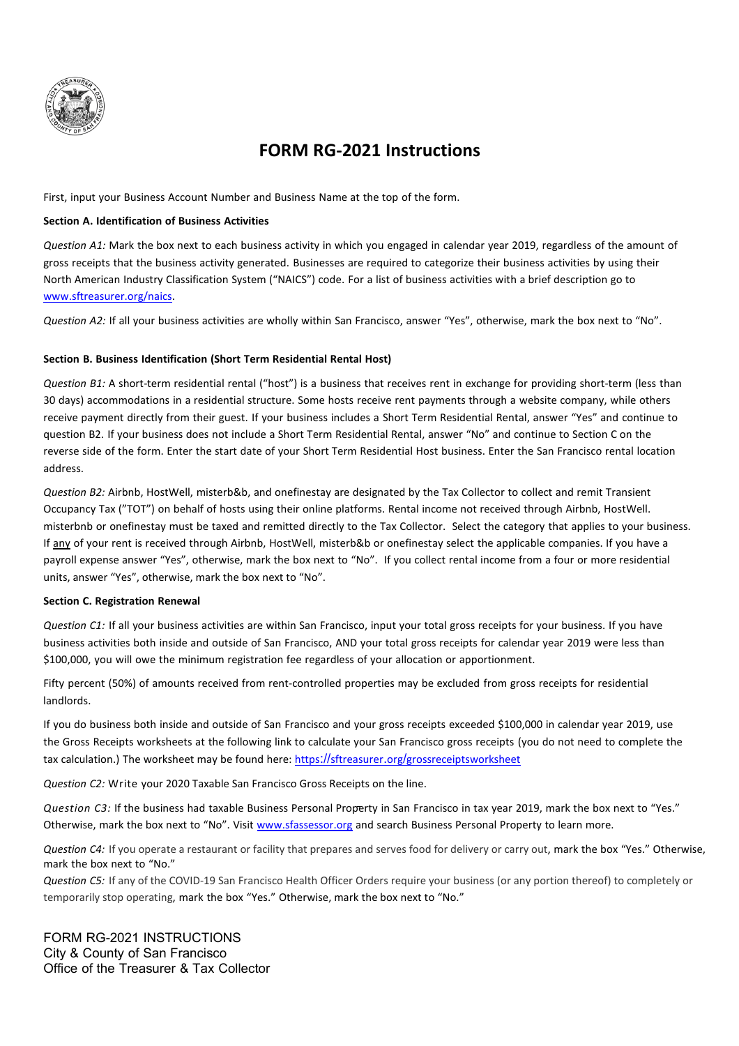# FORM RG-2021 Instructions

First, input your Business Account Number and Business Name at the top of the form.

**Section A. Identification of Business Activities**

*Question A1:* Mark the box next to each business activity in which you engaged in calendar year 2019, regardless of the amount of gross receipts that the business activity generated. Businesses are required to categorize their business activities by using their North American Industry Classification System ("NAICS") code. For a list of business activities with a brief description go to www.sftreasurer.org/naics.

*Question A2:* If all your business activities are wholly within San Francisco, answer "Yes", otherwise, mark the box next to "No".

**Section B. Business Identification (Short Term Residential Rental Host)**

*Question B1:* A short-term residential rental ("host") is a business that receives rent in exchange for providing short-term (less than 30 days) accommodations in a residential structure. Some hosts receive rent payments through a website company, while others receive payment directly from their guest. If your business includes a Short Term Residential Rental, answer "Yes" and continue to question B2. If your business does not include a Short Term Residential Rental, answer "No" and continue to Section C on the reverse side of the form. Enter the start date of your Short Term Residential Host business. Enter the San Francisco rental location address.

*Question B2:* Airbnb, HostWell, misterb&b, and onefinestay are designated by the Tax Collector to collect and remit Transient Occupancy Tax ("TOT") on behalf of hosts using their online platforms. Rental income not received through Airbnb, HostWell. misterbnb or onefinestay must be taxed and remitted directly to the Tax Collector. Select the category that applies to your business. If any of your rent is received through Airbnb, HostWell, misterb&b or onefinestay select the applicable companies. If you have a payroll expense answer "Yes", otherwise, mark the box next to "No". If you collect rental income from a four or more residential units, answer "Yes", otherwise, mark the box next to "No".

**Section C. Registration Renewal**

*Question C1:* If all your business activities are within San Francisco, input your total gross receipts for your business. If you have business activities both inside and outside of San Francisco, AND your total gross receipts for calendar year 2019 were less than $100,000, you will owe the minimum registration fee regardless of your allocation or apportionment.

Fifty percent (50%) of amounts received from rent-controlled properties may be excluded from gross receipts for residential landlords.

If you do business both inside and outside of San Francisco and your gross receipts exceeded $100,000 in calendar year 2019, use the Gross Receipts worksheets at the following link to calculate your San Francisco gross receipts (you do not need to complete the tax calculation.) The worksheet may be found here: https://sftreasurer.org/grossreceiptsworksheet

*Question C2:* Write your 2020 Taxable San Francisco Gross Receipts on the line.

*Question C3:* If the business had taxable Business Personal Property in San Francisco in tax year 2019, mark the box next to "Yes." Otherwise, mark the box next to "No". Visit www.sfassessor.org and search Business Personal Property to learn more.

*Question C4:* If you operate a restaurant or facility that prepares and serves food for delivery or carry out, mark the box "Yes." Otherwise, mark the box next to "No."

*Question C5:* If any of the COVID-19 San Francisco Health Officer Orders require your business (or any portion thereof) to completely or temporarily stop operating, mark the box "Yes." Otherwise, mark the box next to "No."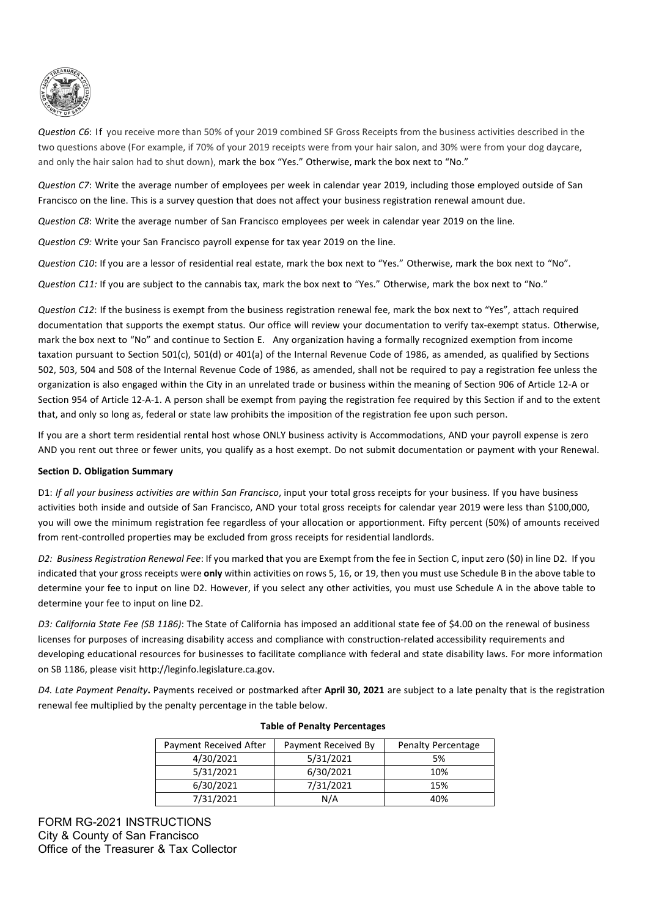*Question C6*: If you receive more than 50% of your 2019 combined SF Gross Receipts from the business activities described in the two questions above (For example, if 70% of your 2019 receipts were from your hair salon, and 30% were from your dog daycare, and only the hair salon had to shut down), mark the box "Yes." Otherwise, mark the box next to "No."

*Question C7*: Write the average number of employees per week in calendar year 2019, including those employed outside of San Francisco on the line. This is a survey question that does not affect your business registration renewal amount due.

*Question C8*: Write the average number of San Francisco employees per week in calendar year 2019 on the line.

*Question C9:* Write your San Francisco payroll expense for tax year 2019 on the line.

*Question C10*: If you are a lessor of residential real estate, mark the box next to "Yes." Otherwise, mark the box next to "No".

*Question C11:* If you are subject to the cannabis tax, mark the box next to "Yes." Otherwise, mark the box next to "No."

*Question C12*: If the business is exempt from the business registration renewal fee, mark the box next to "Yes", attach required documentation that supports the exempt status. Our office will review your documentation to verify tax-exempt status. Otherwise, mark the box next to "No" and continue to Section E. Any organization having a formally recognized exemption from income taxation pursuant to Section 501(c), 501(d) or 401(a) of the Internal Revenue Code of 1986, as amended, as qualified by Sections 502, 503, 504 and 508 of the Internal Revenue Code of 1986, as amended, shall not be required to pay a registration fee unless the organization is also engaged within the City in an unrelated trade or business within the meaning of Section 906 of Article 12-A or Section 954 of Article 12-A-1. A person shall be exempt from paying the registration fee required by this Section if and to the extent that, and only so long as, federal or state law prohibits the imposition of the registration fee upon such person.

If you are a short term residential rental host whose ONLY business activity is Accommodations, AND your payroll expense is zero AND you rent out three or fewer units, you qualify as a host exempt. Do not submit documentation or payment with your Renewal.

**Section D. Obligation Summary**

D1: *If all your business activities are within San Francisco*, input your total gross receipts for your business. If you have business activities both inside and outside of San Francisco, AND your total gross receipts for calendar year 2019 were less than $100,000, you will owe the minimum registration fee regardless of your allocation or apportionment. Fifty percent (50%) of amounts received from rent-controlled properties may be excluded from gross receipts for residential landlords.

*D2: Business Registration Renewal Fee*: If you marked that you are Exempt from the fee in Section C, input zero ($0) in line D2. If you indicated that your gross receipts were **only** within activities on rows 5, 16, or 19, then you must use Schedule B in the above table to determine your fee to input on line D2. However, if you select any other activities, you must use Schedule A in the above table to determine your fee to input on line D2.

*D3: California State Fee (SB 1186)*: The State of California has imposed an additional state fee of $4.00 on the renewal of business licenses for purposes of increasing disability access and compliance with construction-related accessibility requirements and developing educational resources for businesses to facilitate compliance with federal and state disability laws. For more information on SB 1186, please visit http://leginfo.legislature.ca.gov.

*D4. Late Payment Penalty***.** Payments received or postmarked after **April 30, 2021** are subject to a late penalty that is the registration renewal fee multiplied by the penalty percentage in the table below.

**Table of Penalty Percentages**

| Payment Received After | Payment Received By | Penalty Percentage |
|---|---|---|
| 4/30/2021 | 5/31/2021 | 5% |
| 5/31/2021 | 6/30/2021 | 10% |
| 6/30/2021 | 7/31/2021 | 15% |
| 7/31/2021 | N/A | 40% |

FORM RG-2021 INSTRUCTIONS
City & County of San Francisco
Office of the Treasurer & Tax Collector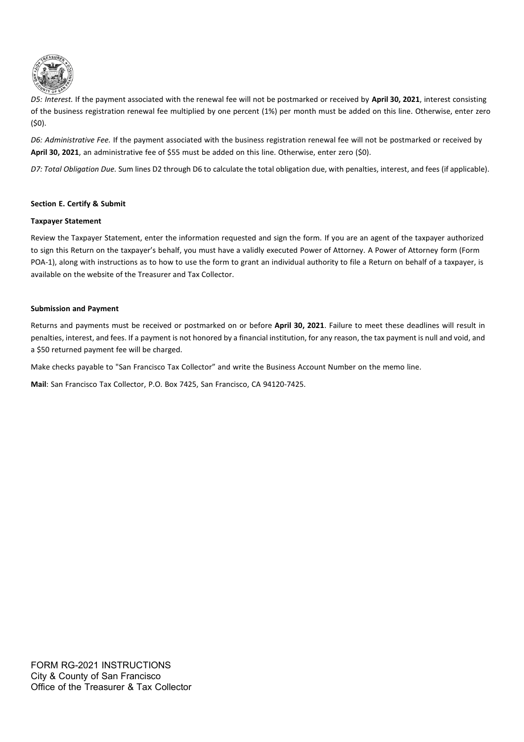*D5: Interest.* If the payment associated with the renewal fee will not be postmarked or received by **April 30, 2021**, interest consisting of the business registration renewal fee multiplied by one percent (1%) per month must be added on this line. Otherwise, enter zero ($0).

*D6: Administrative Fee.* If the payment associated with the business registration renewal fee will not be postmarked or received by **April 30, 2021**, an administrative fee of $55 must be added on this line. Otherwise, enter zero ($0).

*D7: Total Obligation Due.* Sum lines D2 through D6 to calculate the total obligation due, with penalties, interest, and fees (if applicable).

**Section E. Certify & Submit**

**Taxpayer Statement**

Review the Taxpayer Statement, enter the information requested and sign the form. If you are an agent of the taxpayer authorized to sign this Return on the taxpayer's behalf, you must have a validly executed Power of Attorney. A Power of Attorney form (Form POA-1), along with instructions as to how to use the form to grant an individual authority to file a Return on behalf of a taxpayer, is available on the website of the Treasurer and Tax Collector.

**Submission and Payment**

Returns and payments must be received or postmarked on or before **April 30, 2021**. Failure to meet these deadlines will result in penalties, interest, and fees. If a payment is not honored by a financial institution, for any reason, the tax payment is null and void, and a $50 returned payment fee will be charged.

Make checks payable to "San Francisco Tax Collector" and write the Business Account Number on the memo line.

**Mail**: San Francisco Tax Collector, P.O. Box 7425, San Francisco, CA 94120-7425.